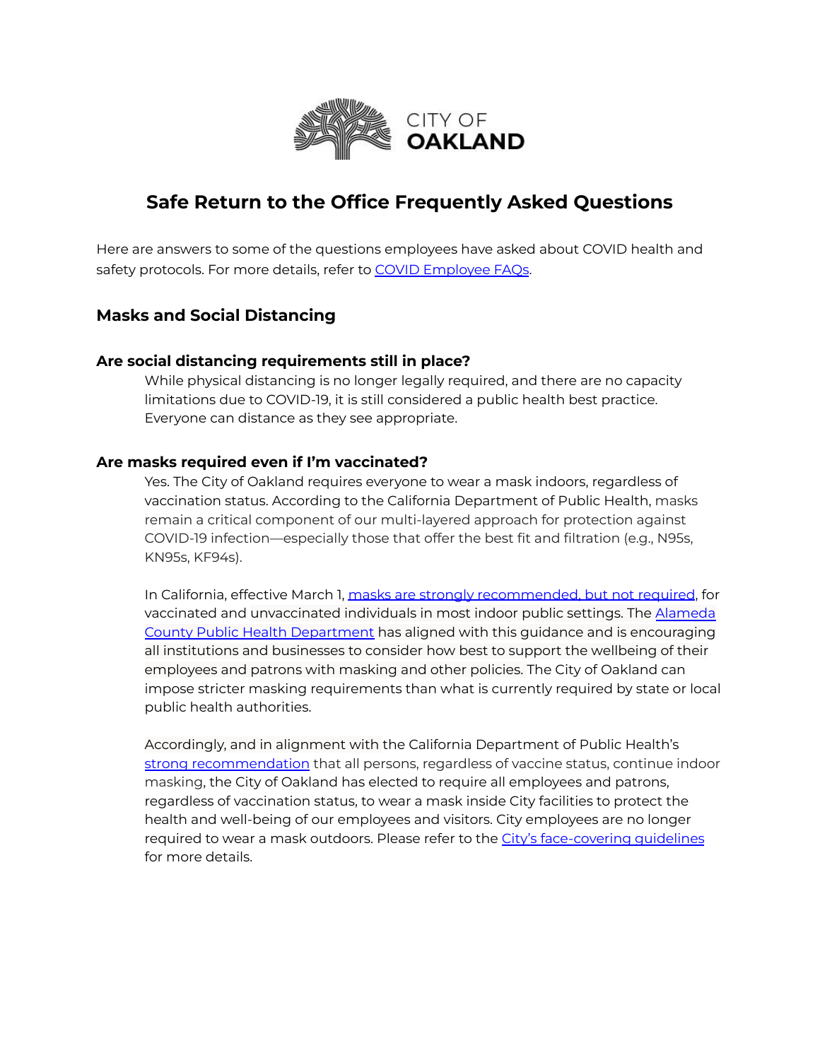CITY OF OAKLAND

# Safe Return to the Office Frequently Asked Questions

Here are answers to some of the questions employees have asked about COVID health and safety protocols. For more details, refer to COVID Employee FAQs.

## Masks and Social Distancing

### Are social distancing requirements still in place?

While physical distancing is no longer legally required, and there are no capacity limitations due to COVID-19, it is still considered a public health best practice. Everyone can distance as they see appropriate.

### Are masks required even if I'm vaccinated?

Yes. The City of Oakland requires everyone to wear a mask indoors, regardless of vaccination status. According to the California Department of Public Health, masks remain a critical component of our multi-layered approach for protection against COVID-19 infection—especially those that offer the best fit and filtration (e.g., N95s, KN95s, KF94s).

In California, effective March 1, masks are strongly recommended, but not required, for vaccinated and unvaccinated individuals in most indoor public settings. The Alameda County Public Health Department has aligned with this guidance and is encouraging all institutions and businesses to consider how best to support the wellbeing of their employees and patrons with masking and other policies. The City of Oakland can impose stricter masking requirements than what is currently required by state or local public health authorities.

Accordingly, and in alignment with the California Department of Public Health's strong recommendation that all persons, regardless of vaccine status, continue indoor masking, the City of Oakland has elected to require all employees and patrons, regardless of vaccination status, to wear a mask inside City facilities to protect the health and well-being of our employees and visitors. City employees are no longer required to wear a mask outdoors. Please refer to the City's face-covering guidelines for more details.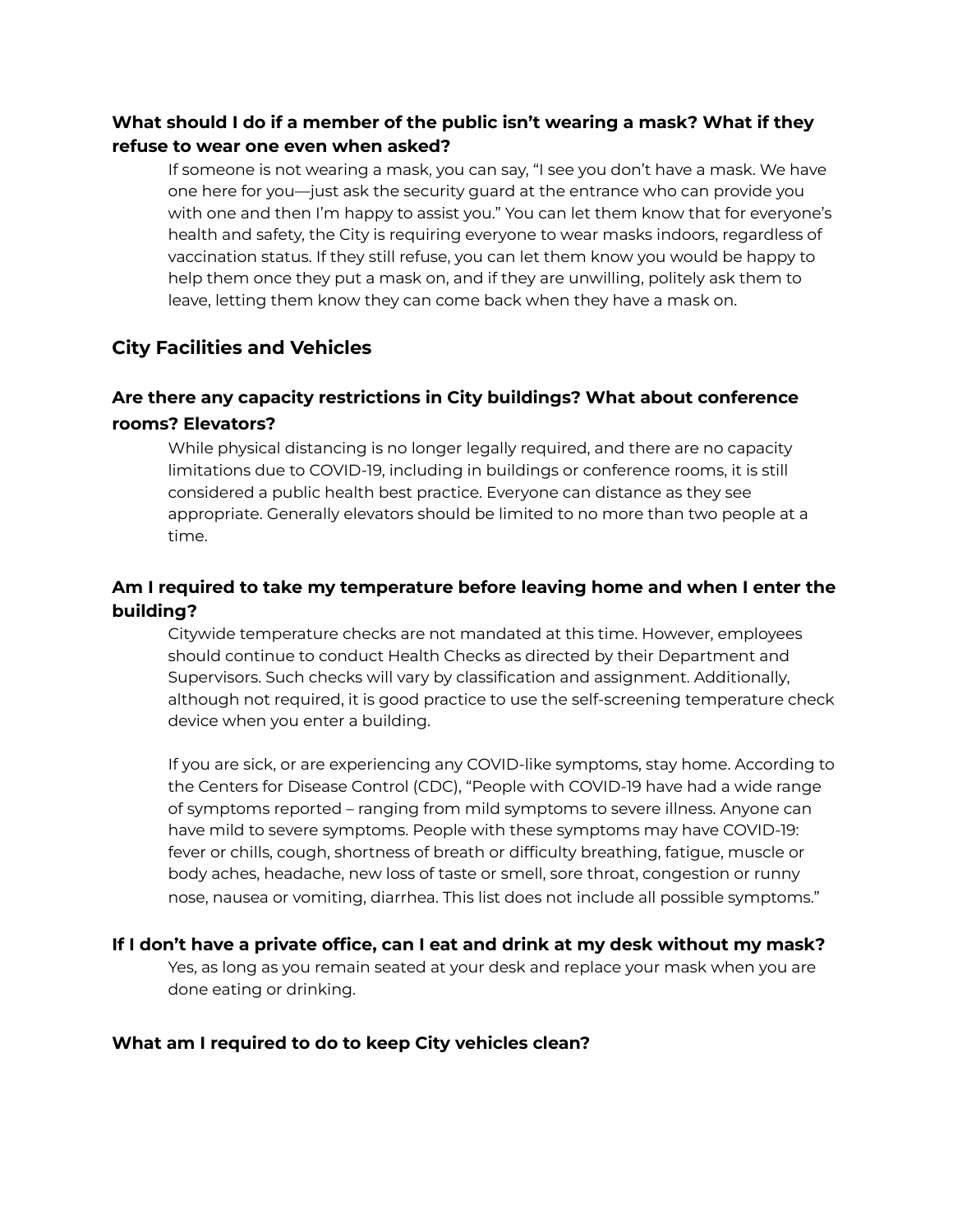### What should I do if a member of the public isn't wearing a mask? What if they refuse to wear one even when asked?

If someone is not wearing a mask, you can say, "I see you don't have a mask. We have one here for you—just ask the security guard at the entrance who can provide you with one and then I'm happy to assist you." You can let them know that for everyone's health and safety, the City is requiring everyone to wear masks indoors, regardless of vaccination status. If they still refuse, you can let them know you would be happy to help them once they put a mask on, and if they are unwilling, politely ask them to leave, letting them know they can come back when they have a mask on.

## City Facilities and Vehicles

### Are there any capacity restrictions in City buildings? What about conference rooms? Elevators?

While physical distancing is no longer legally required, and there are no capacity limitations due to COVID-19, including in buildings or conference rooms, it is still considered a public health best practice. Everyone can distance as they see appropriate. Generally elevators should be limited to no more than two people at a time.

### Am I required to take my temperature before leaving home and when I enter the building?

Citywide temperature checks are not mandated at this time. However, employees should continue to conduct Health Checks as directed by their Department and Supervisors. Such checks will vary by classification and assignment. Additionally, although not required, it is good practice to use the self-screening temperature check device when you enter a building.

If you are sick, or are experiencing any COVID-like symptoms, stay home. According to the Centers for Disease Control (CDC), "People with COVID-19 have had a wide range of symptoms reported – ranging from mild symptoms to severe illness. Anyone can have mild to severe symptoms. People with these symptoms may have COVID-19: fever or chills, cough, shortness of breath or difficulty breathing, fatigue, muscle or body aches, headache, new loss of taste or smell, sore throat, congestion or runny nose, nausea or vomiting, diarrhea. This list does not include all possible symptoms."

### If I don't have a private office, can I eat and drink at my desk without my mask?

Yes, as long as you remain seated at your desk and replace your mask when you are done eating or drinking.

### What am I required to do to keep City vehicles clean?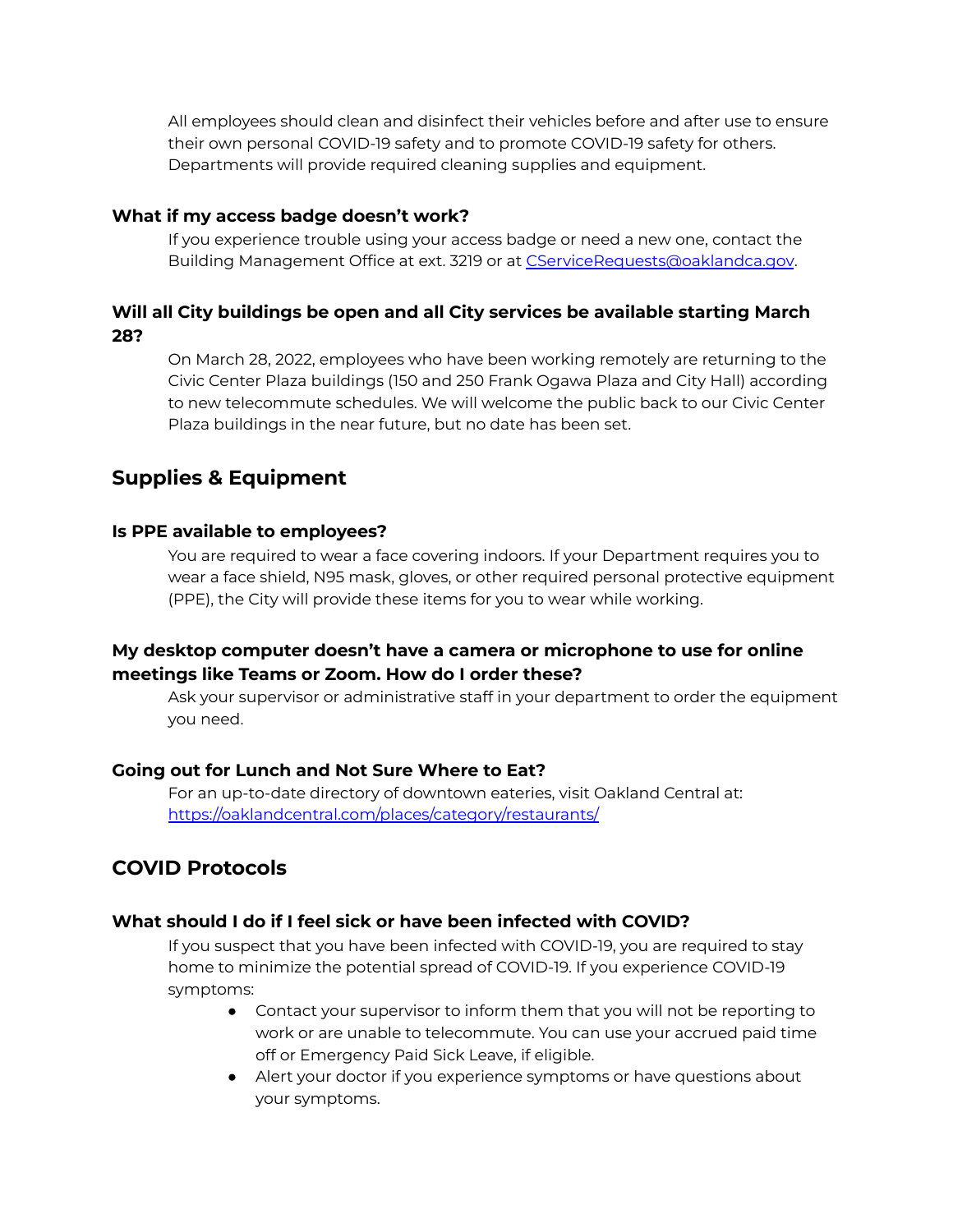All employees should clean and disinfect their vehicles before and after use to ensure their own personal COVID-19 safety and to promote COVID-19 safety for others. Departments will provide required cleaning supplies and equipment.

### What if my access badge doesn't work?

If you experience trouble using your access badge or need a new one, contact the Building Management Office at ext. 3219 or at [CServiceRequests@oaklandca.gov](mailto:CServiceRequests@oaklandca.gov).

### Will all City buildings be open and all City services be available starting March 28?

On March 28, 2022, employees who have been working remotely are returning to the Civic Center Plaza buildings (150 and 250 Frank Ogawa Plaza and City Hall) according to new telecommute schedules. We will welcome the public back to our Civic Center Plaza buildings in the near future, but no date has been set.

## Supplies & Equipment

### Is PPE available to employees?

You are required to wear a face covering indoors. If your Department requires you to wear a face shield, N95 mask, gloves, or other required personal protective equipment (PPE), the City will provide these items for you to wear while working.

### My desktop computer doesn't have a camera or microphone to use for online meetings like Teams or Zoom. How do I order these?

Ask your supervisor or administrative staff in your department to order the equipment you need.

### Going out for Lunch and Not Sure Where to Eat?

For an up-to-date directory of downtown eateries, visit Oakland Central at: [https://oaklandcentral.com/places/category/restaurants/](https://oaklandcentral.com/places/category/restaurants/)

## COVID Protocols

### What should I do if I feel sick or have been infected with COVID?

If you suspect that you have been infected with COVID-19, you are required to stay home to minimize the potential spread of COVID-19. If you experience COVID-19 symptoms:

- Contact your supervisor to inform them that you will not be reporting to work or are unable to telecommute. You can use your accrued paid time off or Emergency Paid Sick Leave, if eligible.
- Alert your doctor if you experience symptoms or have questions about your symptoms.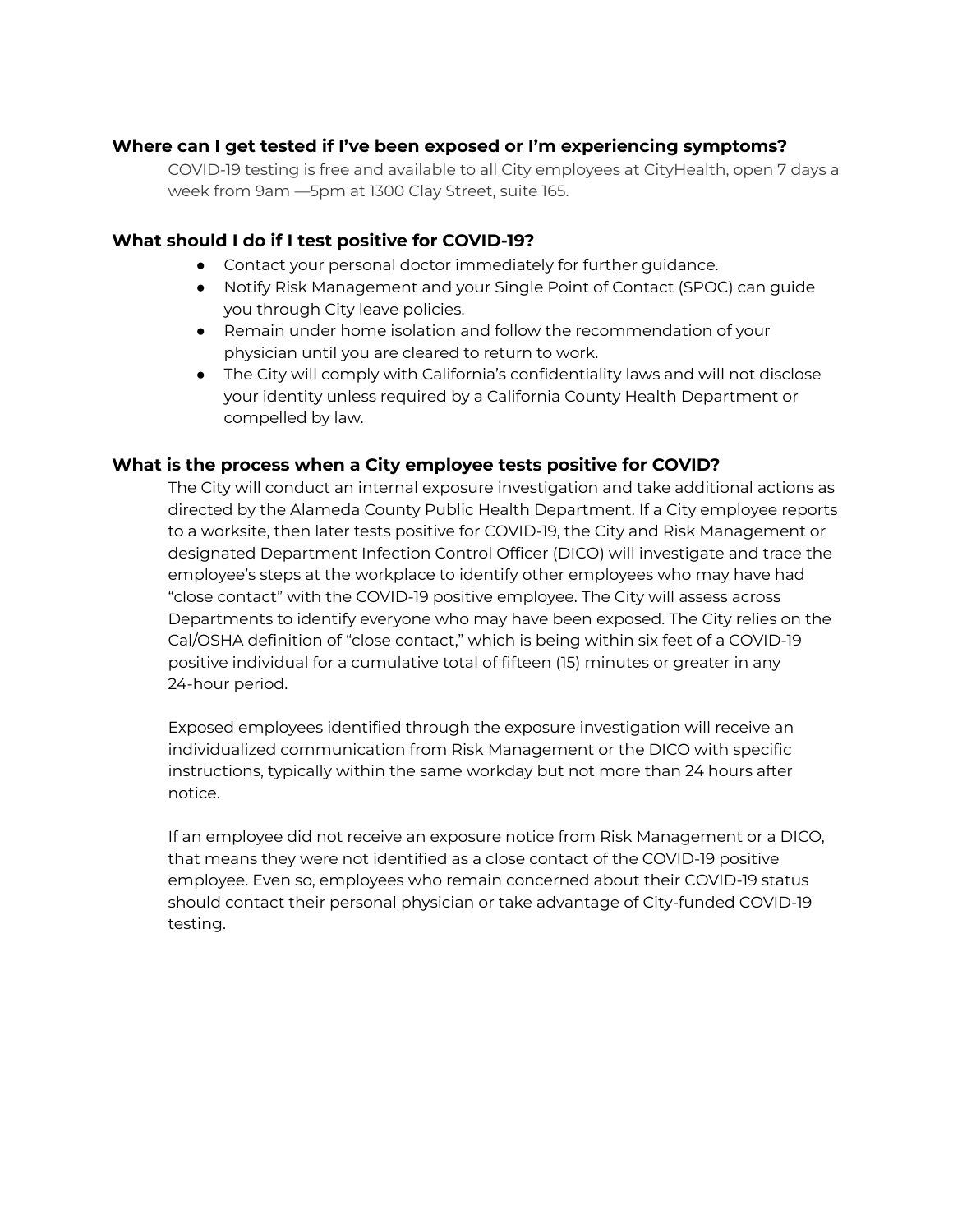### Where can I get tested if I've been exposed or I'm experiencing symptoms?

COVID-19 testing is free and available to all City employees at CityHealth, open 7 days a week from 9am —5pm at 1300 Clay Street, suite 165.

### What should I do if I test positive for COVID-19?

- Contact your personal doctor immediately for further guidance.
- Notify Risk Management and your Single Point of Contact (SPOC) can guide you through City leave policies.
- Remain under home isolation and follow the recommendation of your physician until you are cleared to return to work.
- The City will comply with California's confidentiality laws and will not disclose your identity unless required by a California County Health Department or compelled by law.

### What is the process when a City employee tests positive for COVID?

The City will conduct an internal exposure investigation and take additional actions as directed by the Alameda County Public Health Department. If a City employee reports to a worksite, then later tests positive for COVID-19, the City and Risk Management or designated Department Infection Control Officer (DICO) will investigate and trace the employee's steps at the workplace to identify other employees who may have had "close contact" with the COVID-19 positive employee. The City will assess across Departments to identify everyone who may have been exposed. The City relies on the Cal/OSHA definition of "close contact," which is being within six feet of a COVID-19 positive individual for a cumulative total of fifteen (15) minutes or greater in any 24-hour period.

Exposed employees identified through the exposure investigation will receive an individualized communication from Risk Management or the DICO with specific instructions, typically within the same workday but not more than 24 hours after notice.

If an employee did not receive an exposure notice from Risk Management or a DICO, that means they were not identified as a close contact of the COVID-19 positive employee. Even so, employees who remain concerned about their COVID-19 status should contact their personal physician or take advantage of City-funded COVID-19 testing.